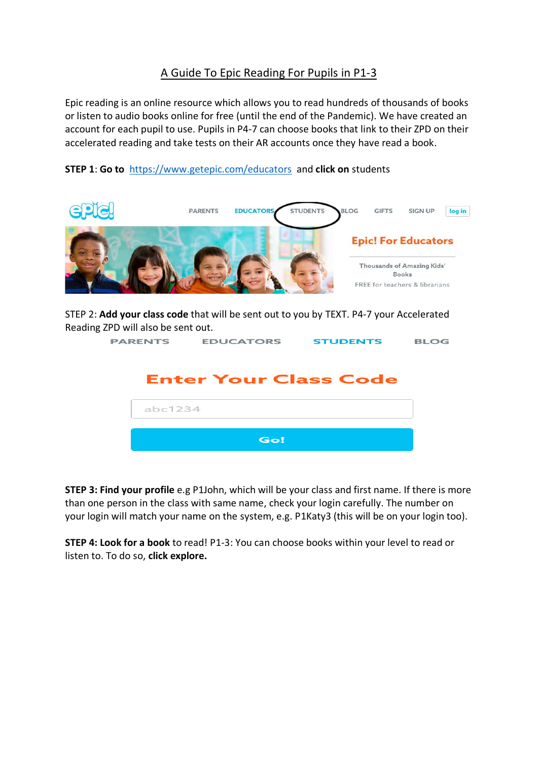# A Guide To Epic Reading For Pupils in P1-3

Epic reading is an online resource which allows you to read hundreds of thousands of books or listen to audio books online for free (until the end of the Pandemic). We have created an account for each pupil to use. Pupils in P4-7 can choose books that link to their ZPD on their accelerated reading and take tests on their AR accounts once they have read a book.

**STEP 1**: **Go to** https://www.getepic.com/educators and **click on** students

STEP 2: **Add your class code** that will be sent out to you by TEXT. P4-7 your Accelerated Reading ZPD will also be sent out.

**STEP 3: Find your profile** e.g P1John, which will be your class and first name. If there is more than one person in the class with same name, check your login carefully. The number on your login will match your name on the system, e.g. P1Katy3 (this will be on your login too).

**STEP 4: Look for a book** to read! P1-3: You can choose books within your level to read or listen to. To do so, **click explore.**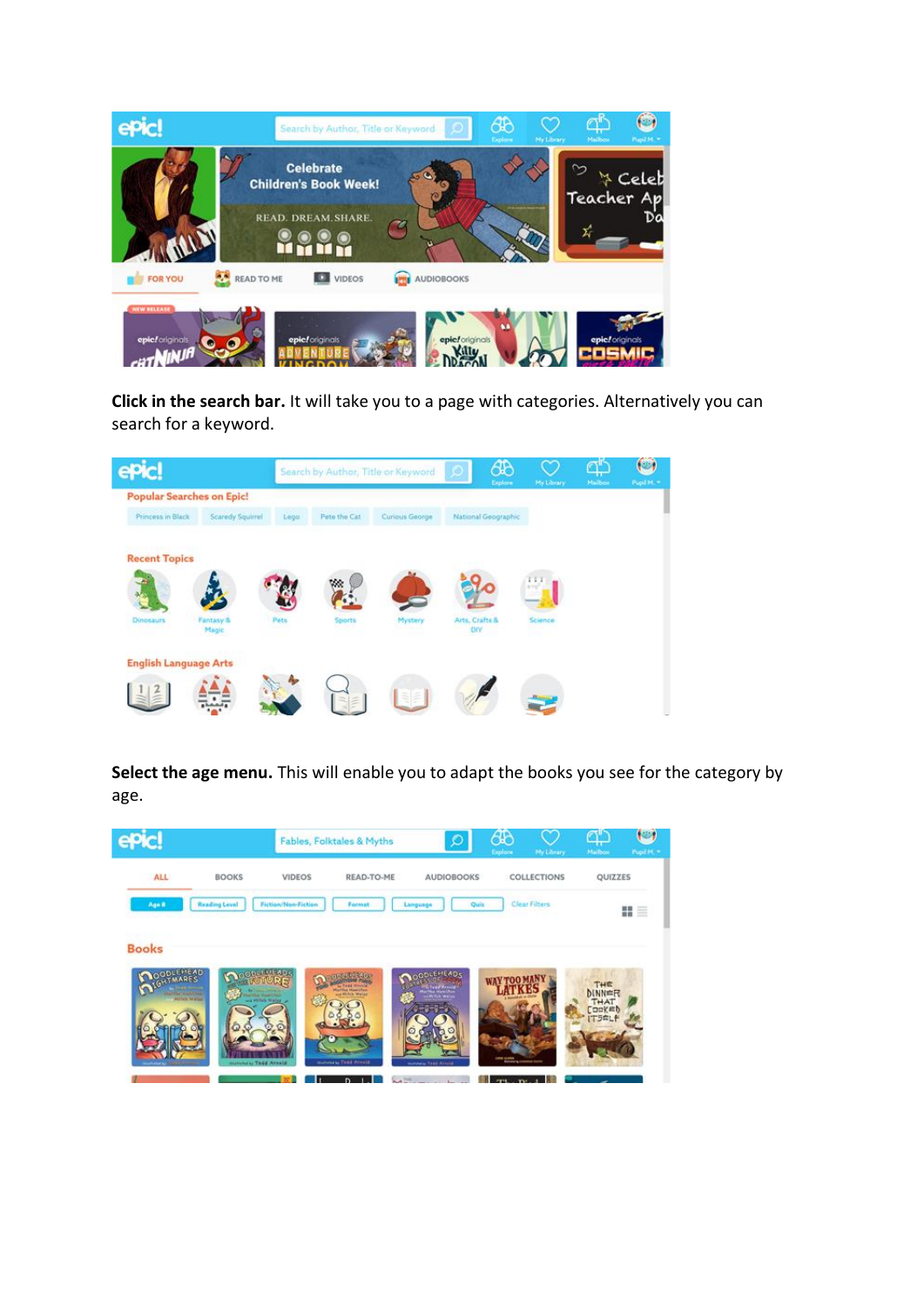**Click in the search bar.** It will take you to a page with categories. Alternatively you can search for a keyword.

**Select the age menu.** This will enable you to adapt the books you see for the category by age.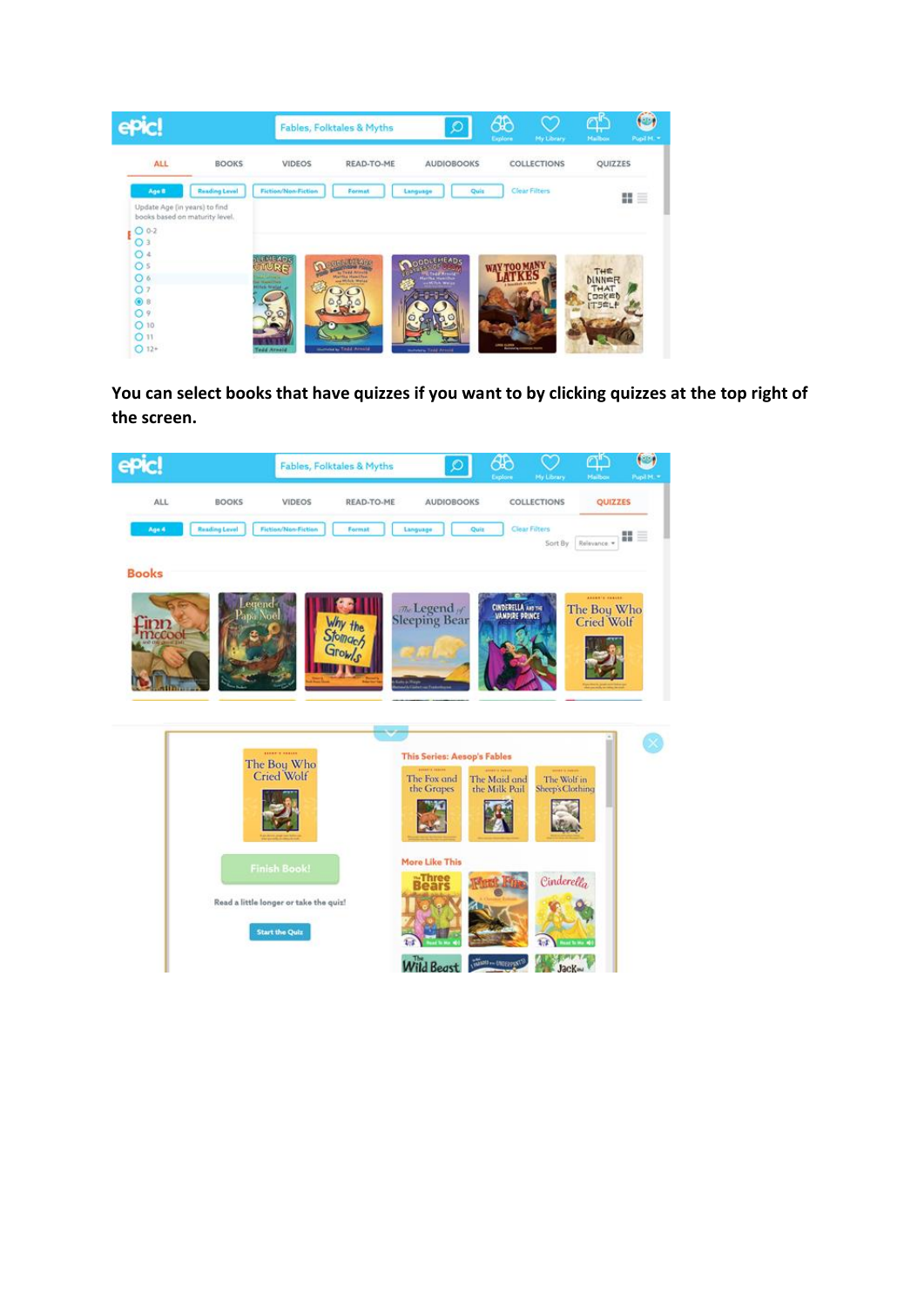**You can select books that have quizzes if you want to by clicking quizzes at the top right of the screen.**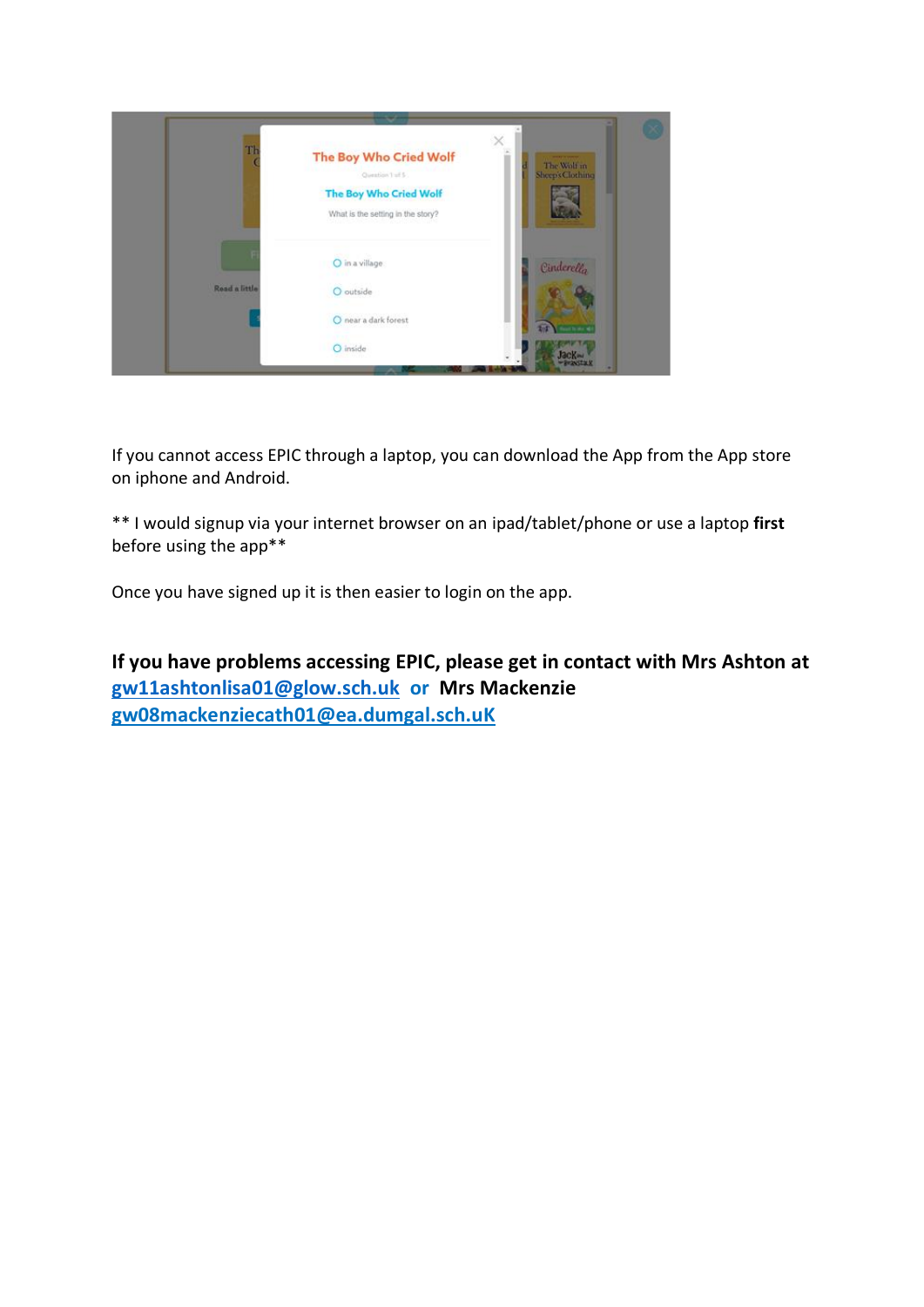If you cannot access EPIC through a laptop, you can download the App from the App store on iphone and Android.

** I would signup via your internet browser on an ipad/tablet/phone or use a laptop **first** before using the app**

Once you have signed up it is then easier to login on the app.

**If you have problems accessing EPIC, please get in contact with Mrs Ashton at gw11ashtonlisa01@glow.sch.uk or Mrs Mackenzie gw08mackenziecath01@ea.dumgal.sch.uK**